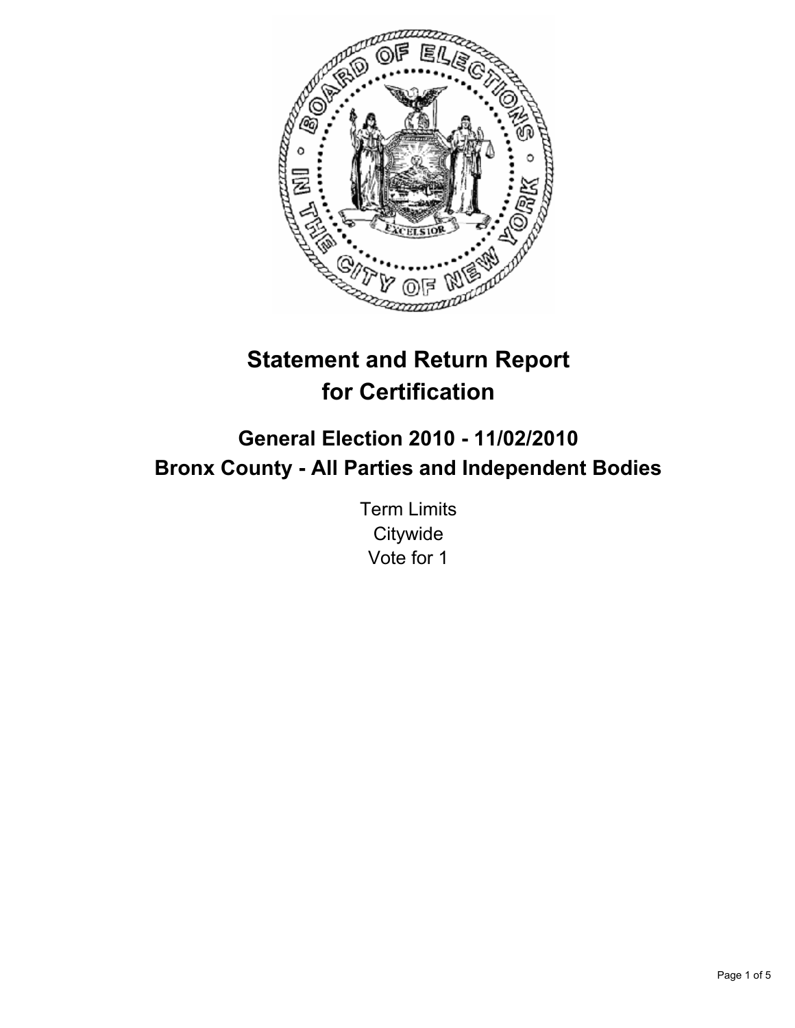# Statement and Return Report for Certification

## General Election 2010 - 11/02/2010
## Bronx County - All Parties and Independent Bodies

Term Limits
Citywide
Vote for 1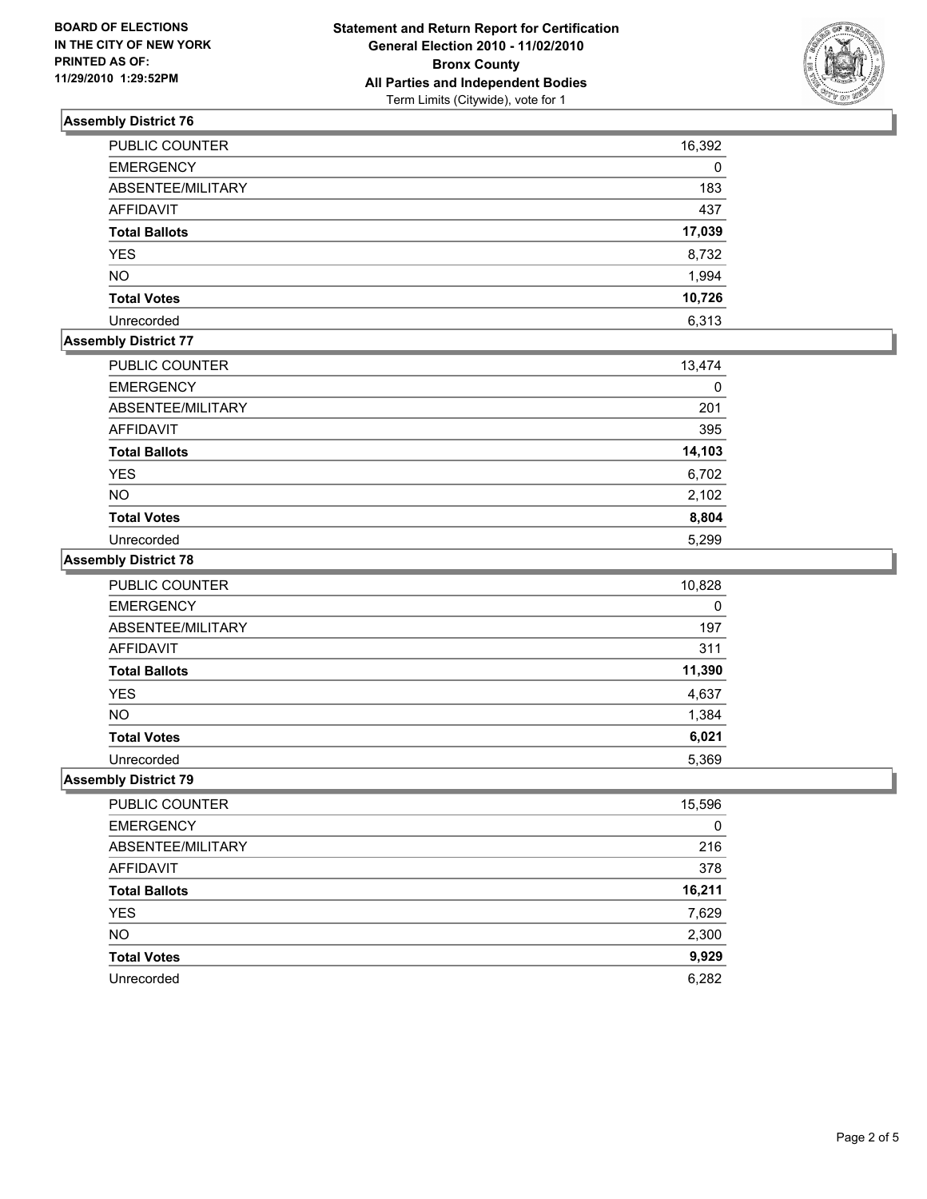**BOARD OF ELECTIONS IN THE CITY OF NEW YORK PRINTED AS OF: 11/29/2010 1:29:52PM**

**Statement and Return Report for Certification General Election 2010 - 11/02/2010 Bronx County All Parties and Independent Bodies**
Term Limits (Citywide), vote for 1

### Assembly District 76

| | |
|---|---|
| PUBLIC COUNTER | 16,392 |
| EMERGENCY | 0 |
| ABSENTEE/MILITARY | 183 |
| AFFIDAVIT | 437 |
| **Total Ballots** | **17,039** |
| YES | 8,732 |
| NO | 1,994 |
| **Total Votes** | **10,726** |
| Unrecorded | 6,313 |

### Assembly District 77

| | |
|---|---|
| PUBLIC COUNTER | 13,474 |
| EMERGENCY | 0 |
| ABSENTEE/MILITARY | 201 |
| AFFIDAVIT | 395 |
| **Total Ballots** | **14,103** |
| YES | 6,702 |
| NO | 2,102 |
| **Total Votes** | **8,804** |
| Unrecorded | 5,299 |

### Assembly District 78

| | |
|---|---|
| PUBLIC COUNTER | 10,828 |
| EMERGENCY | 0 |
| ABSENTEE/MILITARY | 197 |
| AFFIDAVIT | 311 |
| **Total Ballots** | **11,390** |
| YES | 4,637 |
| NO | 1,384 |
| **Total Votes** | **6,021** |
| Unrecorded | 5,369 |

### Assembly District 79

| | |
|---|---|
| PUBLIC COUNTER | 15,596 |
| EMERGENCY | 0 |
| ABSENTEE/MILITARY | 216 |
| AFFIDAVIT | 378 |
| **Total Ballots** | **16,211** |
| YES | 7,629 |
| NO | 2,300 |
| **Total Votes** | **9,929** |
| Unrecorded | 6,282 |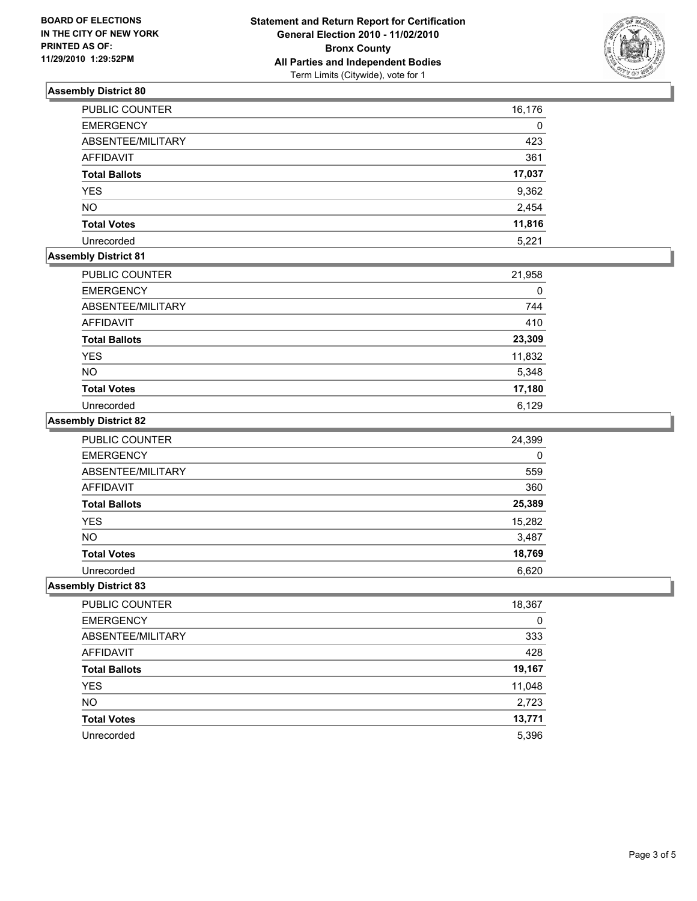**BOARD OF ELECTIONS**
**IN THE CITY OF NEW YORK**
**PRINTED AS OF:**
**11/29/2010 1:29:52PM**

**Statement and Return Report for Certification**
**General Election 2010 - 11/02/2010**
**Bronx County**
**All Parties and Independent Bodies**
Term Limits (Citywide), vote for 1

### Assembly District 80

| | |
|---|---|
| PUBLIC COUNTER | 16,176 |
| EMERGENCY | 0 |
| ABSENTEE/MILITARY | 423 |
| AFFIDAVIT | 361 |
| **Total Ballots** | **17,037** |
| YES | 9,362 |
| NO | 2,454 |
| **Total Votes** | **11,816** |
| Unrecorded | 5,221 |

### Assembly District 81

| | |
|---|---|
| PUBLIC COUNTER | 21,958 |
| EMERGENCY | 0 |
| ABSENTEE/MILITARY | 744 |
| AFFIDAVIT | 410 |
| **Total Ballots** | **23,309** |
| YES | 11,832 |
| NO | 5,348 |
| **Total Votes** | **17,180** |
| Unrecorded | 6,129 |

### Assembly District 82

| | |
|---|---|
| PUBLIC COUNTER | 24,399 |
| EMERGENCY | 0 |
| ABSENTEE/MILITARY | 559 |
| AFFIDAVIT | 360 |
| **Total Ballots** | **25,389** |
| YES | 15,282 |
| NO | 3,487 |
| **Total Votes** | **18,769** |
| Unrecorded | 6,620 |

### Assembly District 83

| | |
|---|---|
| PUBLIC COUNTER | 18,367 |
| EMERGENCY | 0 |
| ABSENTEE/MILITARY | 333 |
| AFFIDAVIT | 428 |
| **Total Ballots** | **19,167** |
| YES | 11,048 |
| NO | 2,723 |
| **Total Votes** | **13,771** |
| Unrecorded | 5,396 |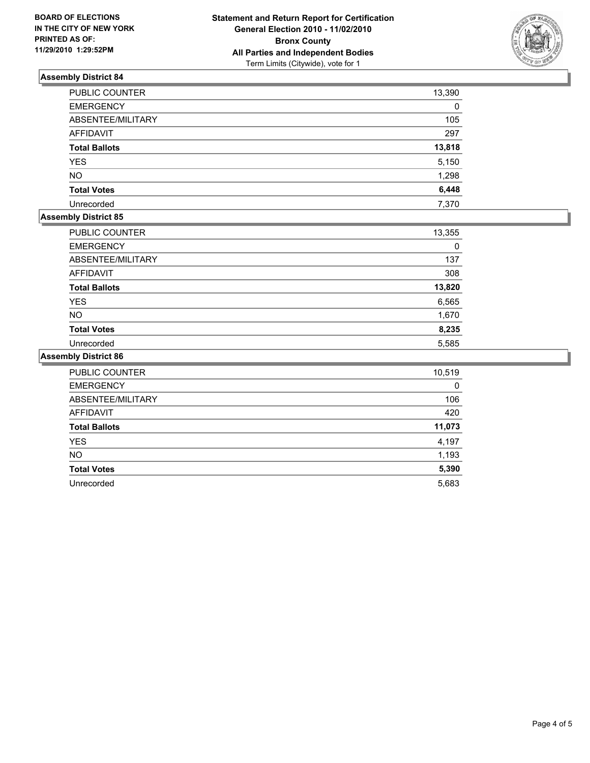**BOARD OF ELECTIONS IN THE CITY OF NEW YORK PRINTED AS OF: 11/29/2010 1:29:52PM**

**Statement and Return Report for Certification**
**General Election 2010 - 11/02/2010**
**Bronx County**
**All Parties and Independent Bodies**
Term Limits (Citywide), vote for 1

### Assembly District 84

| | |
|---|---|
| PUBLIC COUNTER | 13,390 |
| EMERGENCY | 0 |
| ABSENTEE/MILITARY | 105 |
| AFFIDAVIT | 297 |
| **Total Ballots** | **13,818** |
| YES | 5,150 |
| NO | 1,298 |
| **Total Votes** | **6,448** |
| Unrecorded | 7,370 |

### Assembly District 85

| | |
|---|---|
| PUBLIC COUNTER | 13,355 |
| EMERGENCY | 0 |
| ABSENTEE/MILITARY | 137 |
| AFFIDAVIT | 308 |
| **Total Ballots** | **13,820** |
| YES | 6,565 |
| NO | 1,670 |
| **Total Votes** | **8,235** |
| Unrecorded | 5,585 |

### Assembly District 86

| | |
|---|---|
| PUBLIC COUNTER | 10,519 |
| EMERGENCY | 0 |
| ABSENTEE/MILITARY | 106 |
| AFFIDAVIT | 420 |
| **Total Ballots** | **11,073** |
| YES | 4,197 |
| NO | 1,193 |
| **Total Votes** | **5,390** |
| Unrecorded | 5,683 |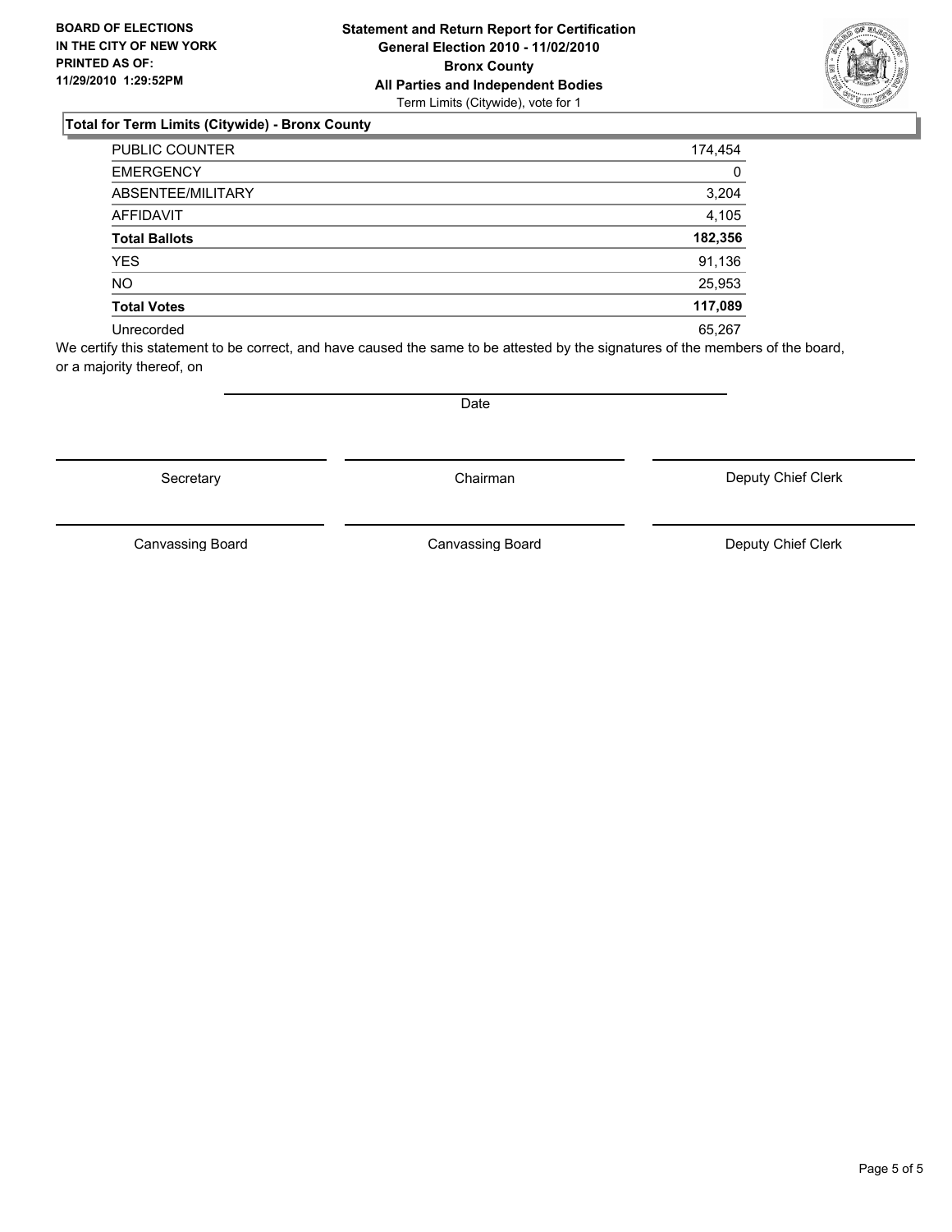**BOARD OF ELECTIONS IN THE CITY OF NEW YORK PRINTED AS OF: 11/29/2010 1:29:52PM**

**Statement and Return Report for Certification**
**General Election 2010 - 11/02/2010**
**Bronx County**
**All Parties and Independent Bodies**
Term Limits (Citywide), vote for 1

**Total for Term Limits (Citywide) - Bronx County**

| | |
|---|---|
| PUBLIC COUNTER | 174,454 |
| EMERGENCY | 0 |
| ABSENTEE/MILITARY | 3,204 |
| AFFIDAVIT | 4,105 |
| **Total Ballots** | **182,356** |
| YES | 91,136 |
| NO | 25,953 |
| **Total Votes** | **117,089** |
| Unrecorded | 65,267 |

We certify this statement to be correct, and have caused the same to be attested by the signatures of the members of the board, or a majority thereof, on

Date

Secretary

Chairman

Deputy Chief Clerk

Canvassing Board

Canvassing Board

Deputy Chief Clerk